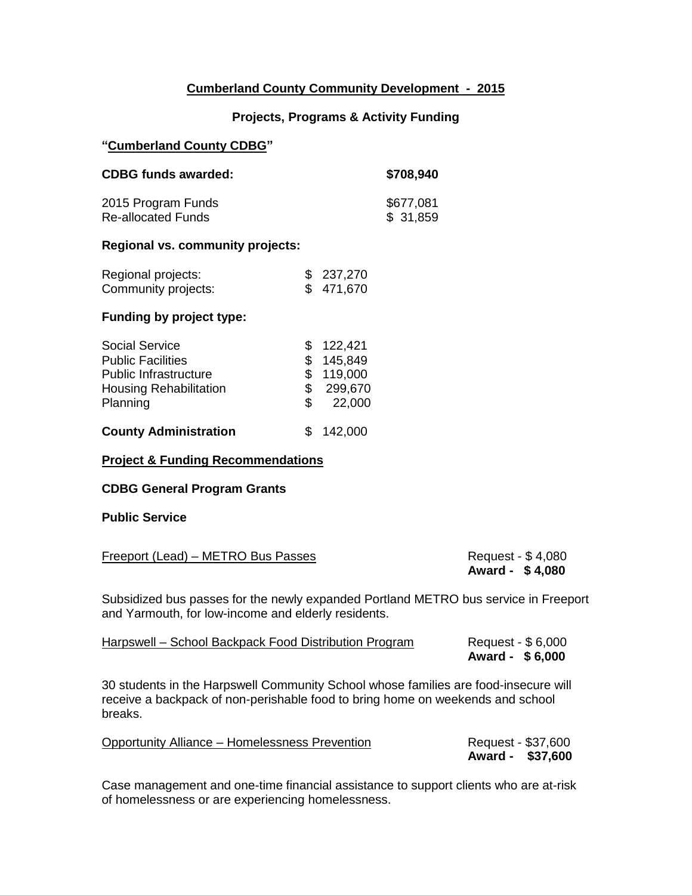# Cumberland County Community Development - 2015

## Projects, Programs & Activity Funding

**"Cumberland County CDBG"**

| | |
|---|---|
| **CDBG funds awarded:** | **$708,940** |
| 2015 Program Funds | $677,081 |
| Re-allocated Funds | $ 31,859 |

**Regional vs. community projects:**

| | |
|---|---|
| Regional projects: | $ 237,270 |
| Community projects: | $ 471,670 |

**Funding by project type:**

| | |
|---|---|
| Social Service | $ 122,421 |
| Public Facilities | $ 145,849 |
| Public Infrastructure | $ 119,000 |
| Housing Rehabilitation | $ 299,670 |
| Planning | $ 22,000 |
| **County Administration** | $ 142,000 |

**Project & Funding Recommendations**

**CDBG General Program Grants**

**Public Service**

Freeport (Lead) – METRO Bus Passes — Request - $ 4,080
**Award - $ 4,080**

Subsidized bus passes for the newly expanded Portland METRO bus service in Freeport and Yarmouth, for low-income and elderly residents.

Harpswell – School Backpack Food Distribution Program — Request - $ 6,000
**Award - $ 6,000**

30 students in the Harpswell Community School whose families are food-insecure will receive a backpack of non-perishable food to bring home on weekends and school breaks.

Opportunity Alliance – Homelessness Prevention — Request - $37,600
**Award - $37,600**

Case management and one-time financial assistance to support clients who are at-risk of homelessness or are experiencing homelessness.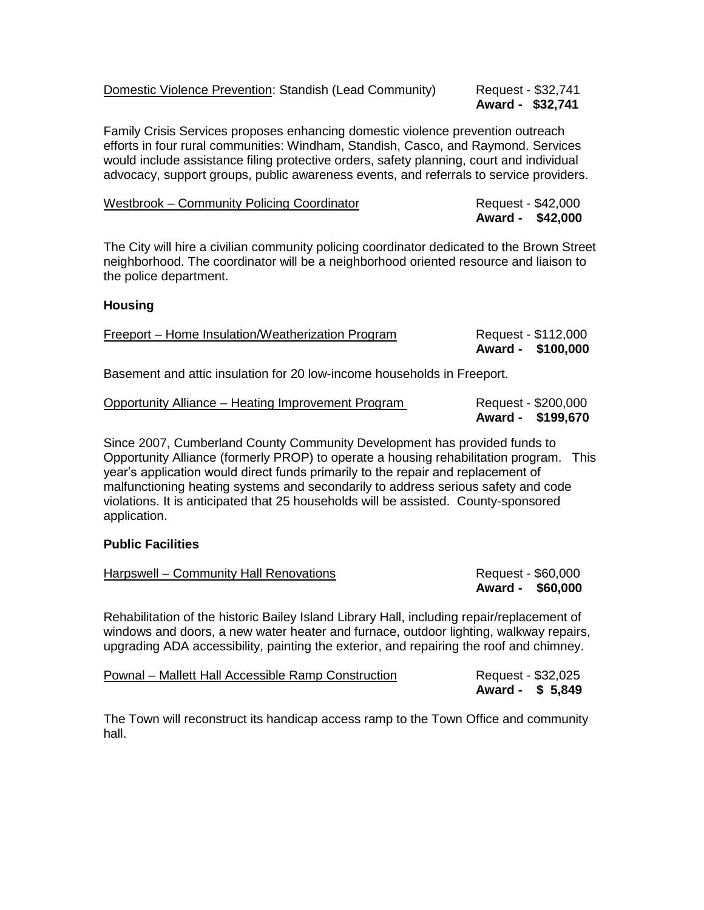<u>Domestic Violence Prevention</u>: Standish (Lead Community) Request - $32,741
**Award - $32,741**

Family Crisis Services proposes enhancing domestic violence prevention outreach efforts in four rural communities: Windham, Standish, Casco, and Raymond. Services would include assistance filing protective orders, safety planning, court and individual advocacy, support groups, public awareness events, and referrals to service providers.

<u>Westbrook – Community Policing Coordinator</u> Request - $42,000
**Award - $42,000**

The City will hire a civilian community policing coordinator dedicated to the Brown Street neighborhood. The coordinator will be a neighborhood oriented resource and liaison to the police department.

**Housing**

<u>Freeport – Home Insulation/Weatherization Program</u> Request - $112,000
**Award - $100,000**

Basement and attic insulation for 20 low-income households in Freeport.

<u>Opportunity Alliance – Heating Improvement Program</u> Request - $200,000
**Award - $199,670**

Since 2007, Cumberland County Community Development has provided funds to Opportunity Alliance (formerly PROP) to operate a housing rehabilitation program. This year's application would direct funds primarily to the repair and replacement of malfunctioning heating systems and secondarily to address serious safety and code violations. It is anticipated that 25 households will be assisted. County-sponsored application.

**Public Facilities**

<u>Harpswell – Community Hall Renovations</u> Request - $60,000
**Award - $60,000**

Rehabilitation of the historic Bailey Island Library Hall, including repair/replacement of windows and doors, a new water heater and furnace, outdoor lighting, walkway repairs, upgrading ADA accessibility, painting the exterior, and repairing the roof and chimney.

<u>Pownal – Mallett Hall Accessible Ramp Construction</u> Request - $32,025
**Award - $ 5,849**

The Town will reconstruct its handicap access ramp to the Town Office and community hall.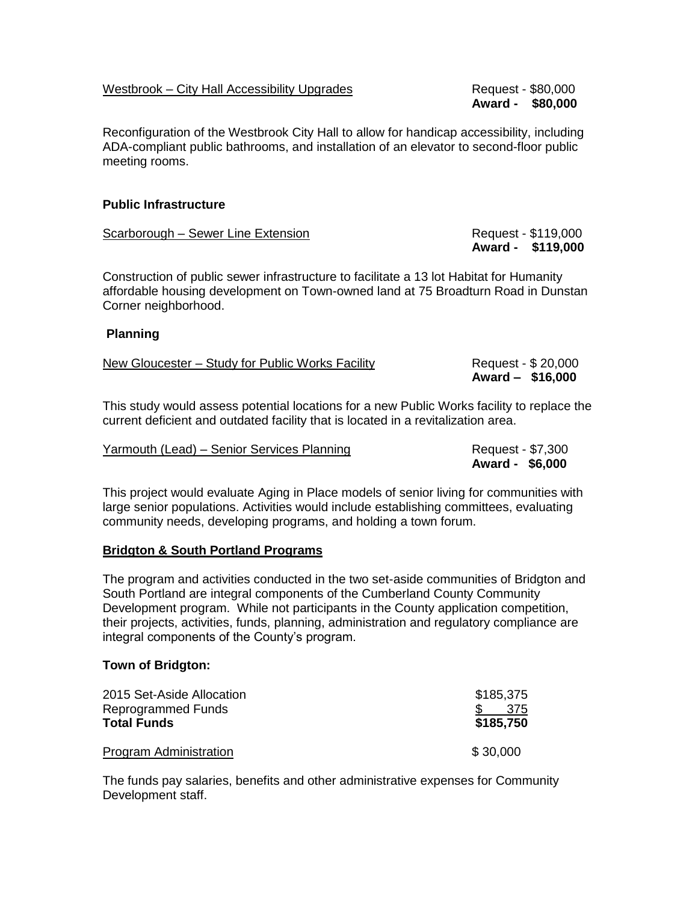Westbrook – City Hall Accessibility Upgrades — Request - $80,000
**Award - $80,000**

Reconfiguration of the Westbrook City Hall to allow for handicap accessibility, including ADA-compliant public bathrooms, and installation of an elevator to second-floor public meeting rooms.

**Public Infrastructure**

Scarborough – Sewer Line Extension — Request - $119,000
**Award - $119,000**

Construction of public sewer infrastructure to facilitate a 13 lot Habitat for Humanity affordable housing development on Town-owned land at 75 Broadturn Road in Dunstan Corner neighborhood.

**Planning**

New Gloucester – Study for Public Works Facility — Request - $ 20,000
**Award – $16,000**

This study would assess potential locations for a new Public Works facility to replace the current deficient and outdated facility that is located in a revitalization area.

Yarmouth (Lead) – Senior Services Planning — Request - $7,300
**Award - $6,000**

This project would evaluate Aging in Place models of senior living for communities with large senior populations. Activities would include establishing committees, evaluating community needs, developing programs, and holding a town forum.

**Bridgton & South Portland Programs**

The program and activities conducted in the two set-aside communities of Bridgton and South Portland are integral components of the Cumberland County Community Development program. While not participants in the County application competition, their projects, activities, funds, planning, administration and regulatory compliance are integral components of the County's program.

**Town of Bridgton:**

| | |
|---|---|
| 2015 Set-Aside Allocation | $185,375 |
| Reprogrammed Funds | $ 375 |
| **Total Funds** | **$185,750** |

Program Administration — $ 30,000

The funds pay salaries, benefits and other administrative expenses for Community Development staff.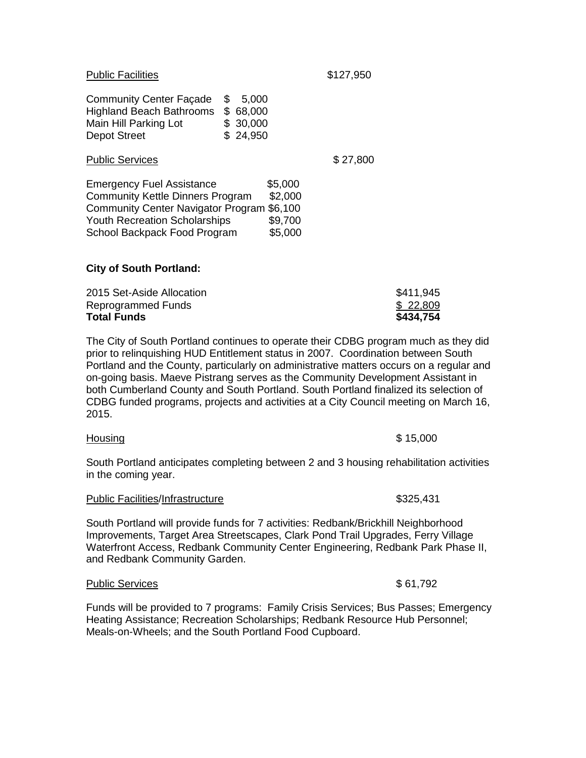Public Facilities $127,950

| | |
|---|---|
| Community Center Façade | $ 5,000 |
| Highland Beach Bathrooms | $ 68,000 |
| Main Hill Parking Lot | $ 30,000 |
| Depot Street | $ 24,950 |

Public Services $ 27,800

| | |
|---|---|
| Emergency Fuel Assistance | $5,000 |
| Community Kettle Dinners Program | $2,000 |
| Community Center Navigator Program | $6,100 |
| Youth Recreation Scholarships | $9,700 |
| School Backpack Food Program | $5,000 |

**City of South Portland:**

| | |
|---|---|
| 2015 Set-Aside Allocation | $411,945 |
| Reprogrammed Funds | $ 22,809 |
| **Total Funds** | **$434,754** |

The City of South Portland continues to operate their CDBG program much as they did prior to relinquishing HUD Entitlement status in 2007. Coordination between South Portland and the County, particularly on administrative matters occurs on a regular and on-going basis. Maeve Pistrang serves as the Community Development Assistant in both Cumberland County and South Portland. South Portland finalized its selection of CDBG funded programs, projects and activities at a City Council meeting on March 16, 2015.

Housing $ 15,000

South Portland anticipates completing between 2 and 3 housing rehabilitation activities in the coming year.

Public Facilities/Infrastructure $325,431

South Portland will provide funds for 7 activities: Redbank/Brickhill Neighborhood Improvements, Target Area Streetscapes, Clark Pond Trail Upgrades, Ferry Village Waterfront Access, Redbank Community Center Engineering, Redbank Park Phase II, and Redbank Community Garden.

Public Services $ 61,792

Funds will be provided to 7 programs: Family Crisis Services; Bus Passes; Emergency Heating Assistance; Recreation Scholarships; Redbank Resource Hub Personnel; Meals-on-Wheels; and the South Portland Food Cupboard.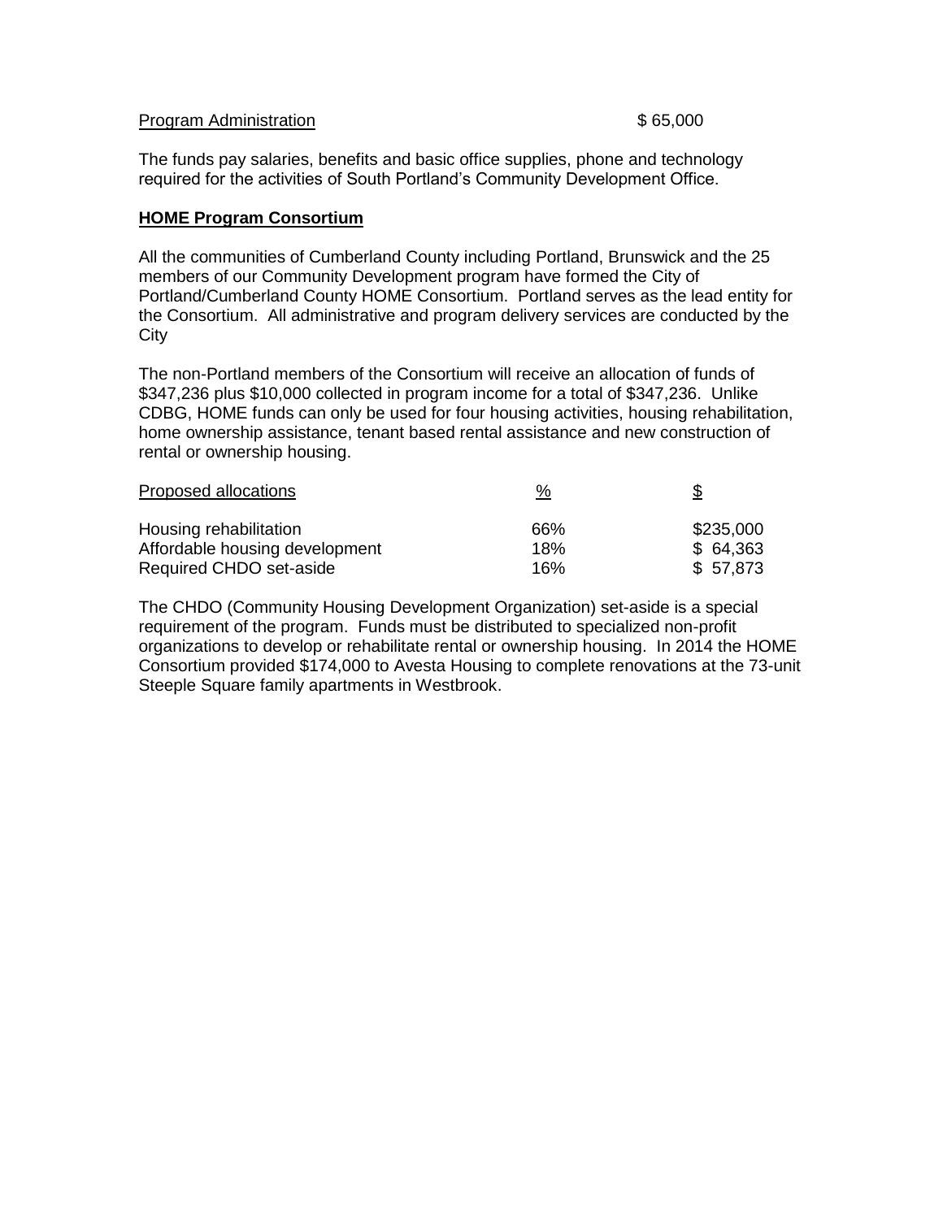Program Administration $ 65,000

The funds pay salaries, benefits and basic office supplies, phone and technology required for the activities of South Portland's Community Development Office.

**HOME Program Consortium**

All the communities of Cumberland County including Portland, Brunswick and the 25 members of our Community Development program have formed the City of Portland/Cumberland County HOME Consortium. Portland serves as the lead entity for the Consortium. All administrative and program delivery services are conducted by the City

The non-Portland members of the Consortium will receive an allocation of funds of $347,236 plus $10,000 collected in program income for a total of $347,236. Unlike CDBG, HOME funds can only be used for four housing activities, housing rehabilitation, home ownership assistance, tenant based rental assistance and new construction of rental or ownership housing.

| Proposed allocations | % | $ |
|---|---|---|
| Housing rehabilitation | 66% | $235,000 |
| Affordable housing development | 18% | $ 64,363 |
| Required CHDO set-aside | 16% | $ 57,873 |

The CHDO (Community Housing Development Organization) set-aside is a special requirement of the program. Funds must be distributed to specialized non-profit organizations to develop or rehabilitate rental or ownership housing. In 2014 the HOME Consortium provided $174,000 to Avesta Housing to complete renovations at the 73-unit Steeple Square family apartments in Westbrook.